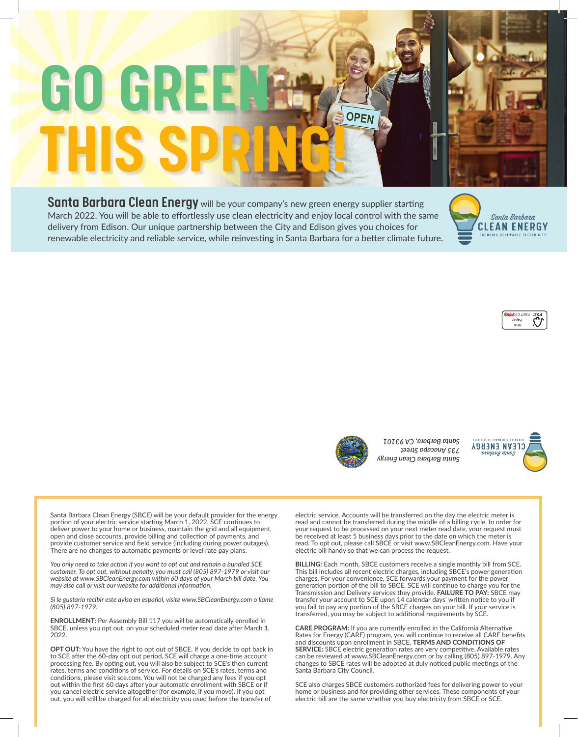# GO GREEN THIS SPRING!

**Santa Barbara Clean Energy** will be your company's new green energy supplier starting March 2022. You will be able to effortlessly use clean electricity and enjoy local control with the same delivery from Edison. Our unique partnership between the City and Edison gives you choices for renewable electricity and reliable service, while reinvesting in Santa Barbara for a better climate future.

Santa Barbara CLEAN ENERGY
CHOOSING RENEWABLE ELECTRICITY

Santa Barbara Clean Energy
735 Anacapa Street
Santa Barbara, CA 93101

Santa Barbara Clean Energy (SBCE) will be your default provider for the energy portion of your electric service starting March 1, 2022. SCE continues to deliver power to your home or business, maintain the grid and all equipment, open and close accounts, provide billing and collection of payments, and provide customer service and field service (including during power outages). There are no changes to automatic payments or level rate pay plans.

*You only need to take action if you want to opt out and remain a bundled SCE customer. To opt out, without penalty, you must call (805) 897-1979 or visit our website at www.SBCleanEnergy.com within 60 days of your March bill date. You may also call or visit our website for additional information.*

*Si le gustaría recibir este aviso en español, visite www.SBCleanEnergy.com o llame (805) 897-1979.*

**ENROLLMENT:** Per Assembly Bill 117 you will be automatically enrolled in SBCE, unless you opt out, on your scheduled meter read date after March 1, 2022.

**OPT OUT:** You have the right to opt out of SBCE. If you decide to opt back in to SCE after the 60-day opt out period, SCE will charge a one-time account processing fee. By opting out, you will also be subject to SCE's then current rates, terms and conditions of service. For details on SCE's rates, terms and conditions, please visit sce.com. You will not be charged any fees if you opt out within the first 60 days after your automatic enrollment with SBCE or if you cancel electric service altogether (for example, if you move). If you opt out, you will still be charged for all electricity you used before the transfer of electric service. Accounts will be transferred on the day the electric meter is read and cannot be transferred during the middle of a billing cycle. In order for your request to be processed on your next meter read date, your request must be received at least 5 business days prior to the date on which the meter is read. To opt out, please call SBCE or visit www.SBCleanEnergy.com. Have your electric bill handy so that we can process the request.

**BILLING:** Each month, SBCE customers receive a single monthly bill from SCE. This bill includes all recent electric charges, including SBCE's power generation charges. For your convenience, SCE forwards your payment for the power generation portion of the bill to SBCE. SCE will continue to charge you for the Transmission and Delivery services they provide. **FAILURE TO PAY:** SBCE may transfer your account to SCE upon 14 calendar days' written notice to you if you fail to pay any portion of the SBCE charges on your bill. If your service is transferred, you may be subject to additional requirements by SCE.

**CARE PROGRAM:** If you are currently enrolled in the California Alternative Rates for Energy (CARE) program, you will continue to receive all CARE benefits and discounts upon enrollment in SBCE. **TERMS AND CONDITIONS OF SERVICE:** SBCE electric generation rates are very competitive. Available rates can be reviewed at www.SBCleanEnergy.com or by calling (805) 897-1979. Any changes to SBCE rates will be adopted at duly noticed public meetings of the Santa Barbara City Council.

SCE also charges SBCE customers authorized fees for delivering power to your home or business and for providing other services. These components of your electric bill are the same whether you buy electricity from SBCE or SCE.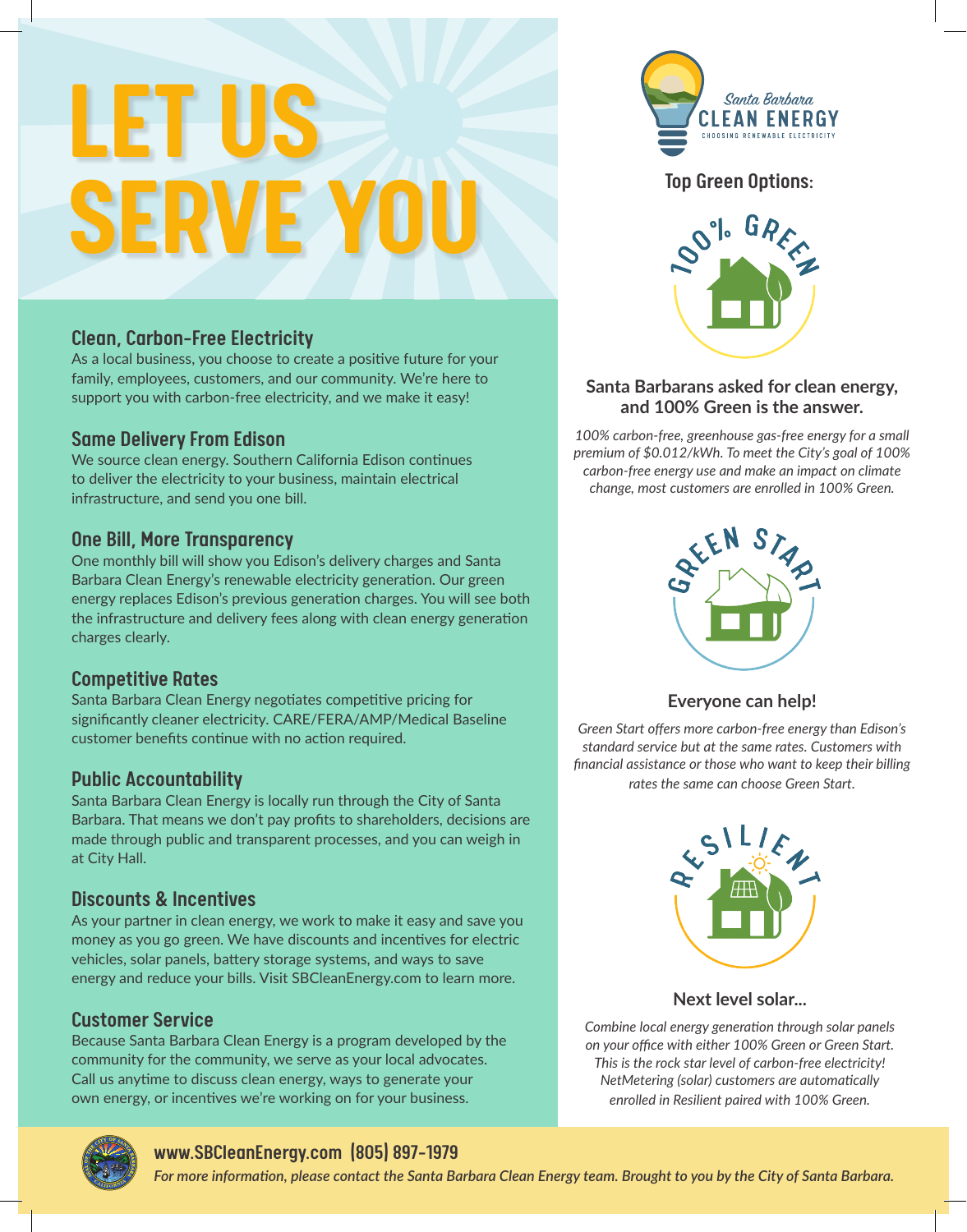# LET US SERVE YOU

Santa Barbara CLEAN ENERGY
CHOOSING RENEWABLE ELECTRICITY

## Clean, Carbon-Free Electricity

As a local business, you choose to create a positive future for your family, employees, customers, and our community. We're here to support you with carbon-free electricity, and we make it easy!

## Same Delivery From Edison

We source clean energy. Southern California Edison continues to deliver the electricity to your business, maintain electrical infrastructure, and send you one bill.

## One Bill, More Transparency

One monthly bill will show you Edison's delivery charges and Santa Barbara Clean Energy's renewable electricity generation. Our green energy replaces Edison's previous generation charges. You will see both the infrastructure and delivery fees along with clean energy generation charges clearly.

## Competitive Rates

Santa Barbara Clean Energy negotiates competitive pricing for significantly cleaner electricity. CARE/FERA/AMP/Medical Baseline customer benefits continue with no action required.

## Public Accountability

Santa Barbara Clean Energy is locally run through the City of Santa Barbara. That means we don't pay profits to shareholders, decisions are made through public and transparent processes, and you can weigh in at City Hall.

## Discounts & Incentives

As your partner in clean energy, we work to make it easy and save you money as you go green. We have discounts and incentives for electric vehicles, solar panels, battery storage systems, and ways to save energy and reduce your bills. Visit SBCleanEnergy.com to learn more.

## Customer Service

Because Santa Barbara Clean Energy is a program developed by the community for the community, we serve as your local advocates. Call us anytime to discuss clean energy, ways to generate your own energy, or incentives we're working on for your business.

## Top Green Options:

100% GREEN

### Santa Barbarans asked for clean energy, and 100% Green is the answer.

*100% carbon-free, greenhouse gas-free energy for a small premium of $0.012/kWh. To meet the City's goal of 100% carbon-free energy use and make an impact on climate change, most customers are enrolled in 100% Green.*

GREEN START

### Everyone can help!

*Green Start offers more carbon-free energy than Edison's standard service but at the same rates. Customers with financial assistance or those who want to keep their billing rates the same can choose Green Start.*

RESILIENT

### Next level solar...

*Combine local energy generation through solar panels on your office with either 100% Green or Green Start. This is the rock star level of carbon-free electricity! NetMetering (solar) customers are automatically enrolled in Resilient paired with 100% Green.*

**www.SBCleanEnergy.com (805) 897-1979**

***For more information, please contact the Santa Barbara Clean Energy team. Brought to you by the City of Santa Barbara.***